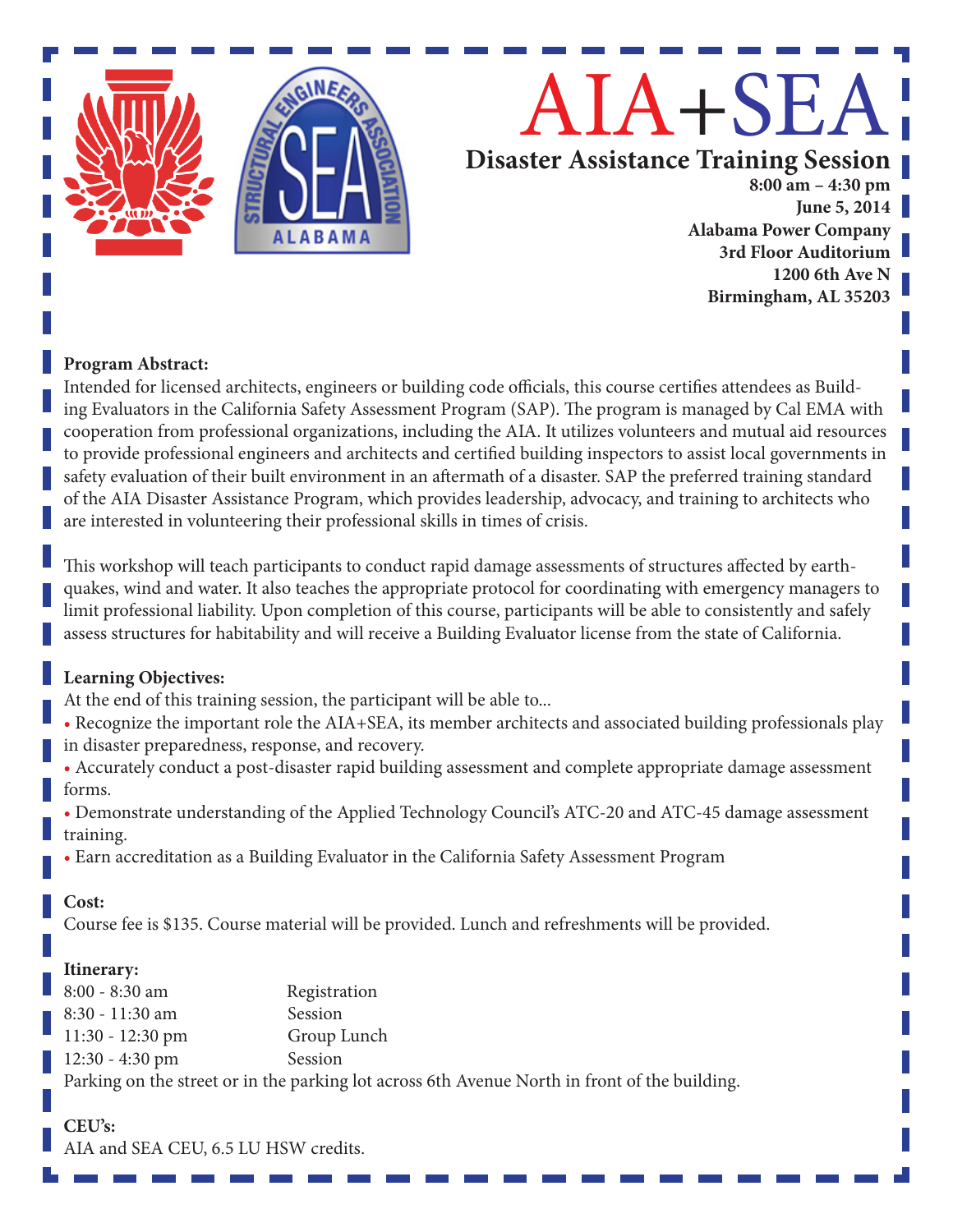# AIA+SEA

## Disaster Assistance Training Session

**8:00 am – 4:30 pm**
**June 5, 2014**
**Alabama Power Company**
**3rd Floor Auditorium**
**1200 6th Ave N**
**Birmingham, AL 35203**

**Program Abstract:**

Intended for licensed architects, engineers or building code officials, this course certifies attendees as Building Evaluators in the California Safety Assessment Program (SAP). The program is managed by Cal EMA with cooperation from professional organizations, including the AIA. It utilizes volunteers and mutual aid resources to provide professional engineers and architects and certified building inspectors to assist local governments in safety evaluation of their built environment in an aftermath of a disaster. SAP the preferred training standard of the AIA Disaster Assistance Program, which provides leadership, advocacy, and training to architects who are interested in volunteering their professional skills in times of crisis.

This workshop will teach participants to conduct rapid damage assessments of structures affected by earthquakes, wind and water. It also teaches the appropriate protocol for coordinating with emergency managers to limit professional liability. Upon completion of this course, participants will be able to consistently and safely assess structures for habitability and will receive a Building Evaluator license from the state of California.

**Learning Objectives:**

At the end of this training session, the participant will be able to...

- Recognize the important role the AIA+SEA, its member architects and associated building professionals play in disaster preparedness, response, and recovery.
- Accurately conduct a post-disaster rapid building assessment and complete appropriate damage assessment forms.
- Demonstrate understanding of the Applied Technology Council's ATC-20 and ATC-45 damage assessment training.
- Earn accreditation as a Building Evaluator in the California Safety Assessment Program

**Cost:**

Course fee is $135. Course material will be provided. Lunch and refreshments will be provided.

**Itinerary:**

| | |
|---|---|
| 8:00 - 8:30 am | Registration |
| 8:30 - 11:30 am | Session |
| 11:30 - 12:30 pm | Group Lunch |
| 12:30 - 4:30 pm | Session |

Parking on the street or in the parking lot across 6th Avenue North in front of the building.

**CEU's:**

AIA and SEA CEU, 6.5 LU HSW credits.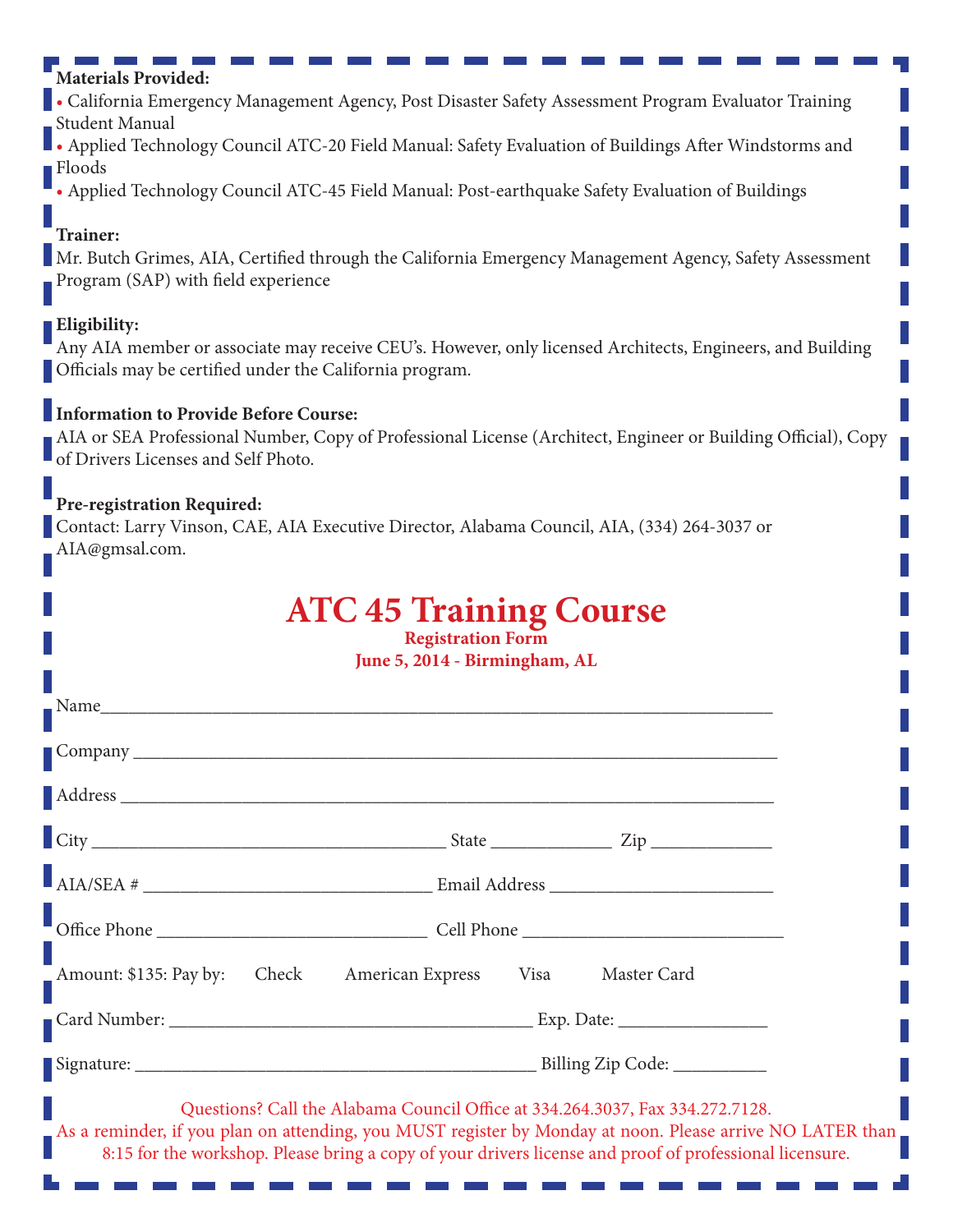**Materials Provided:**

- California Emergency Management Agency, Post Disaster Safety Assessment Program Evaluator Training Student Manual
- Applied Technology Council ATC-20 Field Manual: Safety Evaluation of Buildings After Windstorms and Floods
- Applied Technology Council ATC-45 Field Manual: Post-earthquake Safety Evaluation of Buildings

**Trainer:**
Mr. Butch Grimes, AIA, Certified through the California Emergency Management Agency, Safety Assessment Program (SAP) with field experience

**Eligibility:**
Any AIA member or associate may receive CEU's. However, only licensed Architects, Engineers, and Building Officials may be certified under the California program.

**Information to Provide Before Course:**
AIA or SEA Professional Number, Copy of Professional License (Architect, Engineer or Building Official), Copy of Drivers Licenses and Self Photo.

**Pre-registration Required:**
Contact: Larry Vinson, CAE, AIA Executive Director, Alabama Council, AIA, (334) 264-3037 or AIA@gmsal.com.

# ATC 45 Training Course

**Registration Form**

**June 5, 2014 - Birmingham, AL**

Name___________________________________________

Company _________________________________________

Address _________________________________________

City ______________________ State ___________ Zip ___________

AIA/SEA # ____________________ Email Address ____________________

Office Phone ____________________ Cell Phone ____________________

Amount: $135: Pay by: Check American Express Visa Master Card

Card Number: ______________________ Exp. Date: ____________

Signature: ______________________ Billing Zip Code: __________

Questions? Call the Alabama Council Office at 334.264.3037, Fax 334.272.7128.
As a reminder, if you plan on attending, you MUST register by Monday at noon. Please arrive NO LATER than 8:15 for the workshop. Please bring a copy of your drivers license and proof of professional licensure.